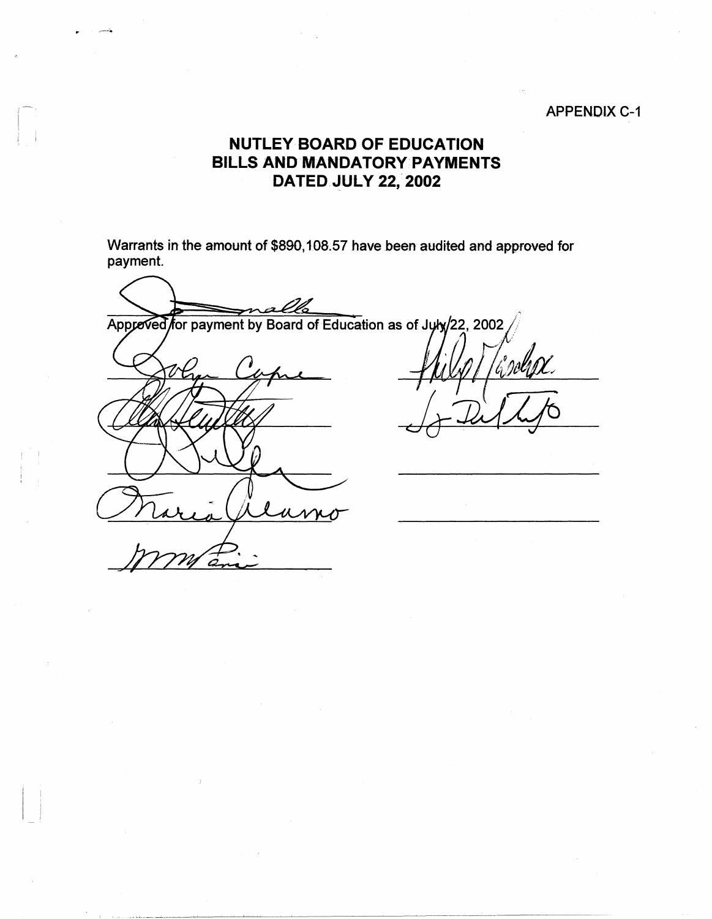APPENDIX C-1

# NUTLEY BOARD OF EDUCATION
# BILLS AND MANDATORY PAYMENTS
# DATED JULY 22, 2002

Warrants in the amount of $890,108.57 have been audited and approved for payment.

Approved for payment by Board of Education as of July 22, 2002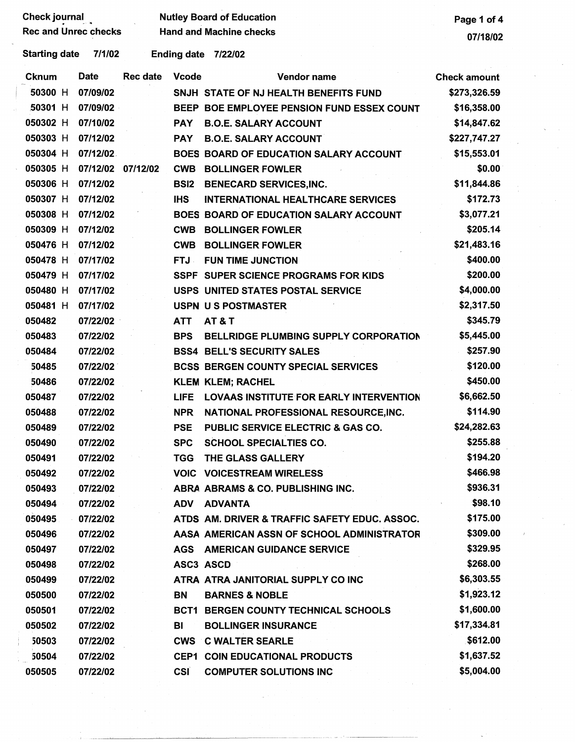Check journal
Rec and Unrec checks

Nutley Board of Education
Hand and Machine checks

07/18/02

Starting date 7/1/02 Ending date 7/22/02

| Cknum | Date | Rec date | Vcode | Vendor name | Check amount |
|---|---|---|---|---|---|
| 50300 H | 07/09/02 | | SNJH | STATE OF NJ HEALTH BENEFITS FUND | $273,326.59 |
| 50301 H | 07/09/02 | | BEEP | BOE EMPLOYEE PENSION FUND ESSEX COUNT | $16,358.00 |
| 050302 H | 07/10/02 | | PAY | B.O.E. SALARY ACCOUNT | $14,847.62 |
| 050303 H | 07/12/02 | | PAY | B.O.E. SALARY ACCOUNT | $227,747.27 |
| 050304 H | 07/12/02 | | BOES | BOARD OF EDUCATION SALARY ACCOUNT | $15,553.01 |
| 050305 H | 07/12/02 | 07/12/02 | CWB | BOLLINGER FOWLER | $0.00 |
| 050306 H | 07/12/02 | | BSI2 | BENECARD SERVICES,INC. | $11,844.86 |
| 050307 H | 07/12/02 | | IHS | INTERNATIONAL HEALTHCARE SERVICES | $172.73 |
| 050308 H | 07/12/02 | | BOES | BOARD OF EDUCATION SALARY ACCOUNT | $3,077.21 |
| 050309 H | 07/12/02 | | CWB | BOLLINGER FOWLER | $205.14 |
| 050476 H | 07/12/02 | | CWB | BOLLINGER FOWLER | $21,483.16 |
| 050478 H | 07/17/02 | | FTJ | FUN TIME JUNCTION | $400.00 |
| 050479 H | 07/17/02 | | SSPF | SUPER SCIENCE PROGRAMS FOR KIDS | $200.00 |
| 050480 H | 07/17/02 | | USPS | UNITED STATES POSTAL SERVICE | $4,000.00 |
| 050481 H | 07/17/02 | | USPN | U S POSTMASTER | $2,317.50 |
| 050482 | 07/22/02 | | ATT | AT & T | $345.79 |
| 050483 | 07/22/02 | | BPS | BELLRIDGE PLUMBING SUPPLY CORPORATION | $5,445.00 |
| 050484 | 07/22/02 | | BSS4 | BELL'S SECURITY SALES | $257.90 |
| 50485 | 07/22/02 | | BCSS | BERGEN COUNTY SPECIAL SERVICES | $120.00 |
| 50486 | 07/22/02 | | KLEM | KLEM; RACHEL | $450.00 |
| 050487 | 07/22/02 | | LIFE | LOVAAS INSTITUTE FOR EARLY INTERVENTION | $6,662.50 |
| 050488 | 07/22/02 | | NPR | NATIONAL PROFESSIONAL RESOURCE,INC. | $114.90 |
| 050489 | 07/22/02 | | PSE | PUBLIC SERVICE ELECTRIC & GAS CO. | $24,282.63 |
| 050490 | 07/22/02 | | SPC | SCHOOL SPECIALTIES CO. | $255.88 |
| 050491 | 07/22/02 | | TGG | THE GLASS GALLERY | $194.20 |
| 050492 | 07/22/02 | | VOIC | VOICESTREAM WIRELESS | $466.98 |
| 050493 | 07/22/02 | | ABRA | ABRAMS & CO. PUBLISHING INC. | $936.31 |
| 050494 | 07/22/02 | | ADV | ADVANTA | $98.10 |
| 050495 | 07/22/02 | | ATDS | AM. DRIVER & TRAFFIC SAFETY EDUC. ASSOC. | $175.00 |
| 050496 | 07/22/02 | | AASA | AMERICAN ASSN OF SCHOOL ADMINISTRATOR | $309.00 |
| 050497 | 07/22/02 | | AGS | AMERICAN GUIDANCE SERVICE | $329.95 |
| 050498 | 07/22/02 | | ASC3 | ASCD | $268.00 |
| 050499 | 07/22/02 | | ATRA | ATRA JANITORIAL SUPPLY CO INC | $6,303.55 |
| 050500 | 07/22/02 | | BN | BARNES & NOBLE | $1,923.12 |
| 050501 | 07/22/02 | | BCT1 | BERGEN COUNTY TECHNICAL SCHOOLS | $1,600.00 |
| 050502 | 07/22/02 | | BI | BOLLINGER INSURANCE | $17,334.81 |
| 50503 | 07/22/02 | | CWS | C WALTER SEARLE | $612.00 |
| 50504 | 07/22/02 | | CEP1 | COIN EDUCATIONAL PRODUCTS | $1,637.52 |
| 050505 | 07/22/02 | | CSI | COMPUTER SOLUTIONS INC | $5,004.00 |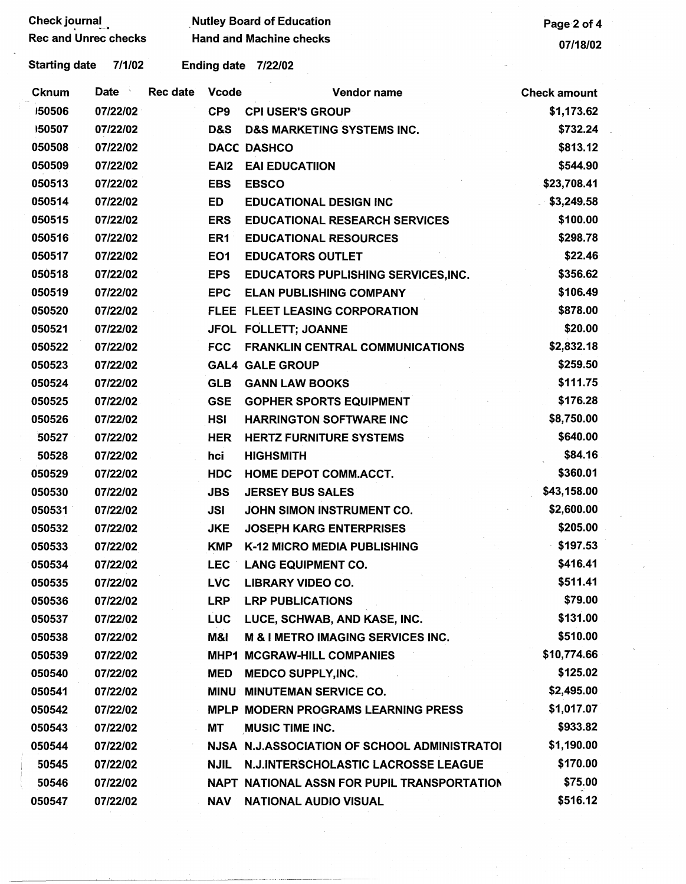Check journal
Rec and Unrec checks

Nutley Board of Education
Hand and Machine checks

07/18/02

Starting date 7/1/02 Ending date 7/22/02

| Cknum | Date | Rec date | Vcode | Vendor name | Check amount |
|---|---|---|---|---|---|
| 050506 | 07/22/02 | | CP9 | CPI USER'S GROUP | $1,173.62 |
| 050507 | 07/22/02 | | D&S | D&S MARKETING SYSTEMS INC. | $732.24 |
| 050508 | 07/22/02 | | DACC | DASHCO | $813.12 |
| 050509 | 07/22/02 | | EAI2 | EAI EDUCATIION | $544.90 |
| 050513 | 07/22/02 | | EBS | EBSCO | $23,708.41 |
| 050514 | 07/22/02 | | ED | EDUCATIONAL DESIGN INC | $3,249.58 |
| 050515 | 07/22/02 | | ERS | EDUCATIONAL RESEARCH SERVICES | $100.00 |
| 050516 | 07/22/02 | | ER1 | EDUCATIONAL RESOURCES | $298.78 |
| 050517 | 07/22/02 | | EO1 | EDUCATORS OUTLET | $22.46 |
| 050518 | 07/22/02 | | EPS | EDUCATORS PUPLISHING SERVICES,INC. | $356.62 |
| 050519 | 07/22/02 | | EPC | ELAN PUBLISHING COMPANY | $106.49 |
| 050520 | 07/22/02 | | FLEE | FLEET LEASING CORPORATION | $878.00 |
| 050521 | 07/22/02 | | JFOL | FOLLETT; JOANNE | $20.00 |
| 050522 | 07/22/02 | | FCC | FRANKLIN CENTRAL COMMUNICATIONS | $2,832.18 |
| 050523 | 07/22/02 | | GAL4 | GALE GROUP | $259.50 |
| 050524 | 07/22/02 | | GLB | GANN LAW BOOKS | $111.75 |
| 050525 | 07/22/02 | | GSE | GOPHER SPORTS EQUIPMENT | $176.28 |
| 050526 | 07/22/02 | | HSI | HARRINGTON SOFTWARE INC | $8,750.00 |
| 50527 | 07/22/02 | | HER | HERTZ FURNITURE SYSTEMS | $640.00 |
| 50528 | 07/22/02 | | hci | HIGHSMITH | $84.16 |
| 050529 | 07/22/02 | | HDC | HOME DEPOT COMM.ACCT. | $360.01 |
| 050530 | 07/22/02 | | JBS | JERSEY BUS SALES | $43,158.00 |
| 050531 | 07/22/02 | | JSI | JOHN SIMON INSTRUMENT CO. | $2,600.00 |
| 050532 | 07/22/02 | | JKE | JOSEPH KARG ENTERPRISES | $205.00 |
| 050533 | 07/22/02 | | KMP | K-12 MICRO MEDIA PUBLISHING | $197.53 |
| 050534 | 07/22/02 | | LEC | LANG EQUIPMENT CO. | $416.41 |
| 050535 | 07/22/02 | | LVC | LIBRARY VIDEO CO. | $511.41 |
| 050536 | 07/22/02 | | LRP | LRP PUBLICATIONS | $79.00 |
| 050537 | 07/22/02 | | LUC | LUCE, SCHWAB, AND KASE, INC. | $131.00 |
| 050538 | 07/22/02 | | M&I | M & I METRO IMAGING SERVICES INC. | $510.00 |
| 050539 | 07/22/02 | | MHP1 | MCGRAW-HILL COMPANIES | $10,774.66 |
| 050540 | 07/22/02 | | MED | MEDCO SUPPLY,INC. | $125.02 |
| 050541 | 07/22/02 | | MINU | MINUTEMAN SERVICE CO. | $2,495.00 |
| 050542 | 07/22/02 | | MPLP | MODERN PROGRAMS LEARNING PRESS | $1,017.07 |
| 050543 | 07/22/02 | | MT | MUSIC TIME INC. | $933.82 |
| 050544 | 07/22/02 | | NJSA | N.J.ASSOCIATION OF SCHOOL ADMINISTRATOI | $1,190.00 |
| 50545 | 07/22/02 | | NJIL | N.J.INTERSCHOLASTIC LACROSSE LEAGUE | $170.00 |
| 50546 | 07/22/02 | | NAPT | NATIONAL ASSN FOR PUPIL TRANSPORTATION | $75.00 |
| 050547 | 07/22/02 | | NAV | NATIONAL AUDIO VISUAL | $516.12 |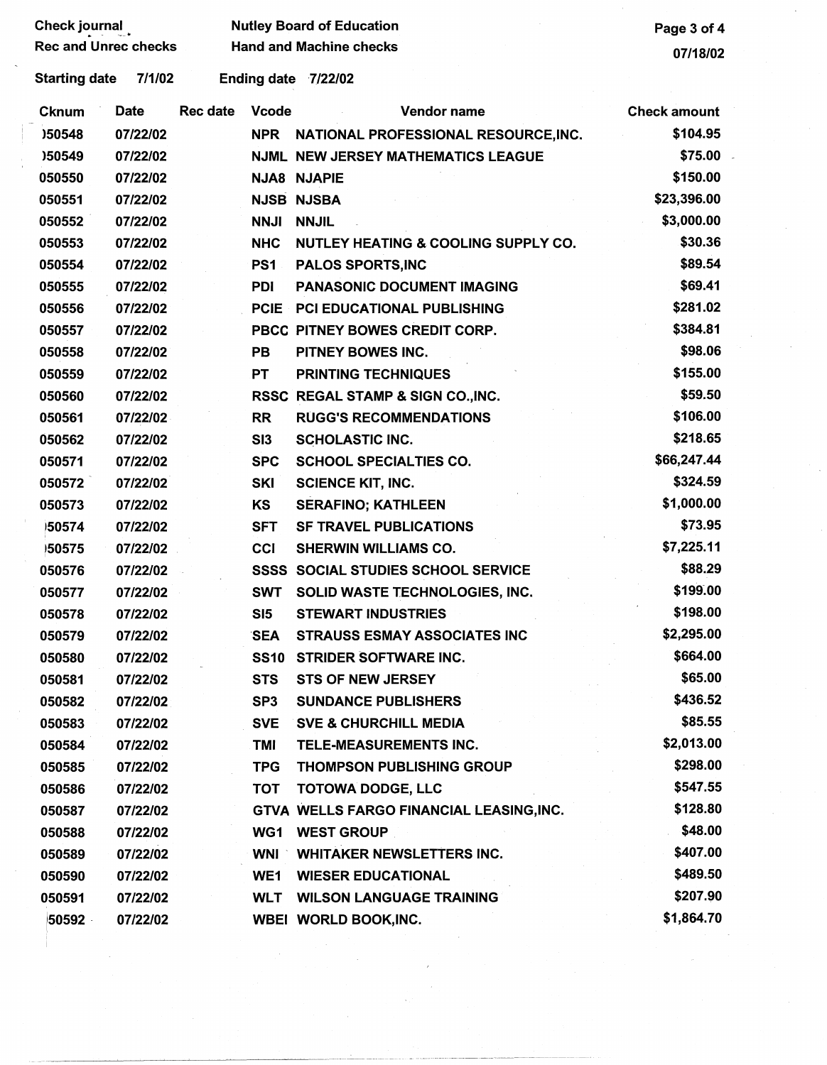Check journal
Rec and Unrec checks

Nutley Board of Education
Hand and Machine checks

07/18/02

Starting date 7/1/02 Ending date 7/22/02

| Cknum | Date | Rec date | Vcode | Vendor name | Check amount |
|---|---|---|---|---|---|
| )50548 | 07/22/02 | | NPR | NATIONAL PROFESSIONAL RESOURCE,INC. | $104.95 |
| )50549 | 07/22/02 | | NJML | NEW JERSEY MATHEMATICS LEAGUE | $75.00 |
| 050550 | 07/22/02 | | NJA8 | NJAPIE | $150.00 |
| 050551 | 07/22/02 | | NJSB | NJSBA | $23,396.00 |
| 050552 | 07/22/02 | | NNJI | NNJIL | $3,000.00 |
| 050553 | 07/22/02 | | NHC | NUTLEY HEATING & COOLING SUPPLY CO. | $30.36 |
| 050554 | 07/22/02 | | PS1 | PALOS SPORTS,INC | $89.54 |
| 050555 | 07/22/02 | | PDI | PANASONIC DOCUMENT IMAGING | $69.41 |
| 050556 | 07/22/02 | | PCIE | PCI EDUCATIONAL PUBLISHING | $281.02 |
| 050557 | 07/22/02 | | PBCC | PITNEY BOWES CREDIT CORP. | $384.81 |
| 050558 | 07/22/02 | | PB | PITNEY BOWES INC. | $98.06 |
| 050559 | 07/22/02 | | PT | PRINTING TECHNIQUES | $155.00 |
| 050560 | 07/22/02 | | RSSC | REGAL STAMP & SIGN CO.,INC. | $59.50 |
| 050561 | 07/22/02 | | RR | RUGG'S RECOMMENDATIONS | $106.00 |
| 050562 | 07/22/02 | | SI3 | SCHOLASTIC INC. | $218.65 |
| 050571 | 07/22/02 | | SPC | SCHOOL SPECIALTIES CO. | $66,247.44 |
| 050572 | 07/22/02 | | SKI | SCIENCE KIT, INC. | $324.59 |
| 050573 | 07/22/02 | | KS | SERAFINO; KATHLEEN | $1,000.00 |
| )50574 | 07/22/02 | | SFT | SF TRAVEL PUBLICATIONS | $73.95 |
| )50575 | 07/22/02 | | CCI | SHERWIN WILLIAMS CO. | $7,225.11 |
| 050576 | 07/22/02 | | SSSS | SOCIAL STUDIES SCHOOL SERVICE | $88.29 |
| 050577 | 07/22/02 | | SWT | SOLID WASTE TECHNOLOGIES, INC. | $199.00 |
| 050578 | 07/22/02 | | SI5 | STEWART INDUSTRIES | $198.00 |
| 050579 | 07/22/02 | | SEA | STRAUSS ESMAY ASSOCIATES INC | $2,295.00 |
| 050580 | 07/22/02 | | SS10 | STRIDER SOFTWARE INC. | $664.00 |
| 050581 | 07/22/02 | | STS | STS OF NEW JERSEY | $65.00 |
| 050582 | 07/22/02 | | SP3 | SUNDANCE PUBLISHERS | $436.52 |
| 050583 | 07/22/02 | | SVE | SVE & CHURCHILL MEDIA | $85.55 |
| 050584 | 07/22/02 | | TMI | TELE-MEASUREMENTS INC. | $2,013.00 |
| 050585 | 07/22/02 | | TPG | THOMPSON PUBLISHING GROUP | $298.00 |
| 050586 | 07/22/02 | | TOT | TOTOWA DODGE, LLC | $547.55 |
| 050587 | 07/22/02 | | GTVA | WELLS FARGO FINANCIAL LEASING,INC. | $128.80 |
| 050588 | 07/22/02 | | WG1 | WEST GROUP | $48.00 |
| 050589 | 07/22/02 | | WNI | WHITAKER NEWSLETTERS INC. | $407.00 |
| 050590 | 07/22/02 | | WE1 | WIESER EDUCATIONAL | $489.50 |
| 050591 | 07/22/02 | | WLT | WILSON LANGUAGE TRAINING | $207.90 |
| )50592 | 07/22/02 | | WBEI | WORLD BOOK,INC. | $1,864.70 |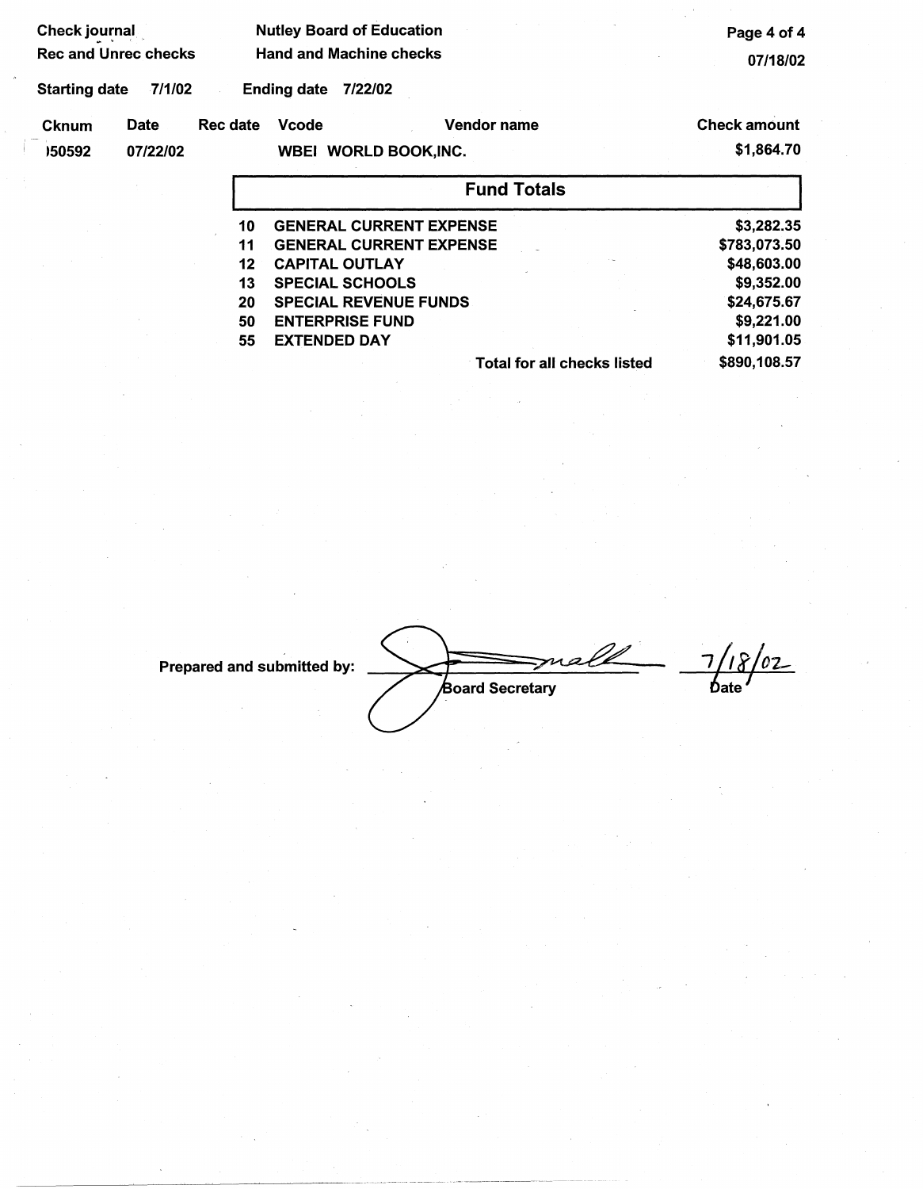Check journal
Rec and Unrec checks

Nutley Board of Education
Hand and Machine checks

Starting date 7/1/02 Ending date 7/22/02

| Cknum | Date | Rec date | Vcode | Vendor name | Check amount |
|---|---|---|---|---|---|
| )50592 | 07/22/02 | | WBEI | WORLD BOOK,INC. | $1,864.70 |

## Fund Totals

| | | |
|---|---|---|
| 10 | GENERAL CURRENT EXPENSE | $3,282.35 |
| 11 | GENERAL CURRENT EXPENSE | $783,073.50 |
| 12 | CAPITAL OUTLAY | $48,603.00 |
| 13 | SPECIAL SCHOOLS | $9,352.00 |
| 20 | SPECIAL REVENUE FUNDS | $24,675.67 |
| 50 | ENTERPRISE FUND | $9,221.00 |
| 55 | EXTENDED DAY | $11,901.05 |
| | Total for all checks listed | $890,108.57 |

Prepared and submitted by: _______________ Board Secretary 7/18/02 Date